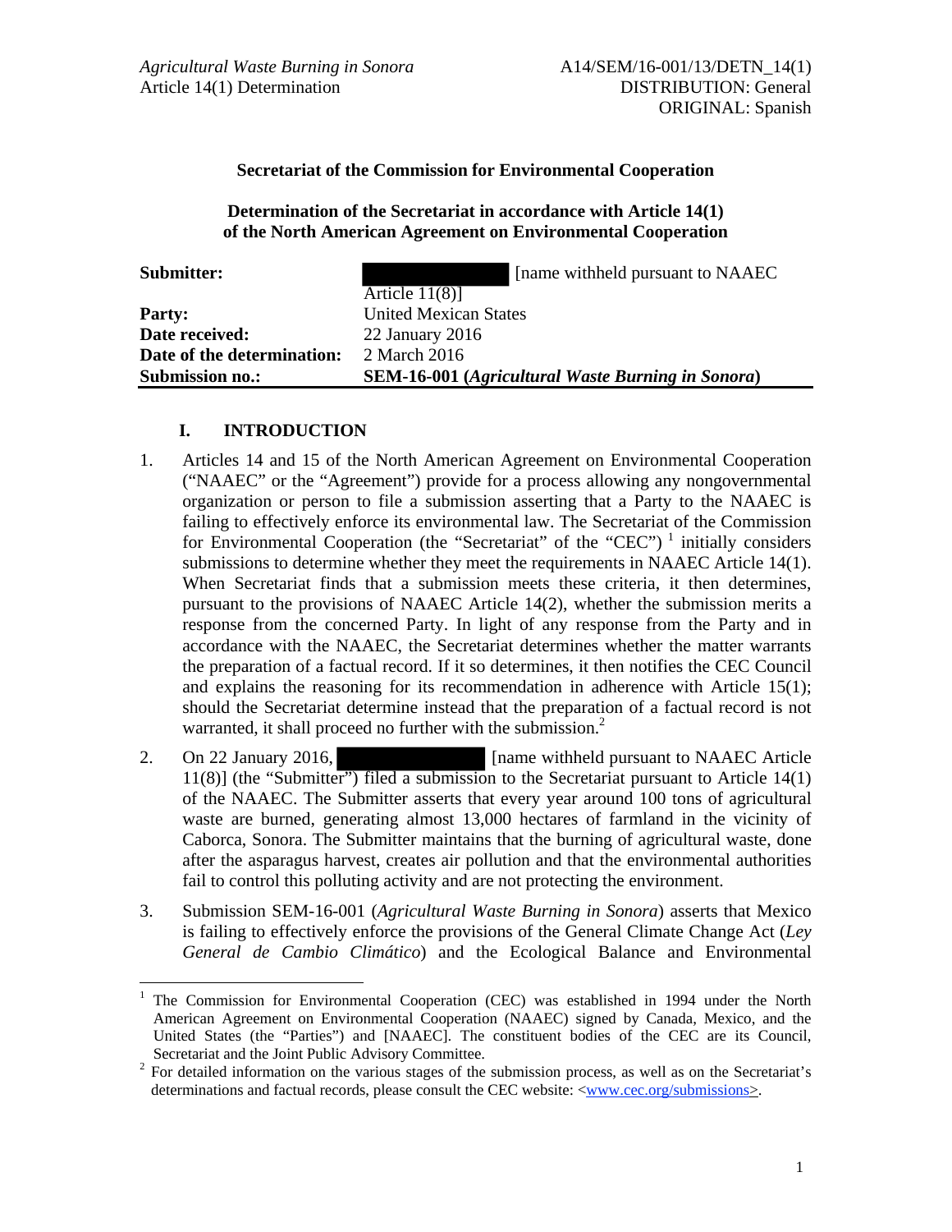Agricultural Waste Burning in Sonora
Article 14(1) Determination

A14/SEM/16-001/13/DETN_14(1)
DISTRIBUTION: General
ORIGINAL: Spanish

**Secretariat of the Commission for Environmental Cooperation**

**Determination of the Secretariat in accordance with Article 14(1) of the North American Agreement on Environmental Cooperation**

| | |
|---|---|
| **Submitter:** | [name withheld pursuant to NAAEC Article 11(8)] |
| **Party:** | United Mexican States |
| **Date received:** | 22 January 2016 |
| **Date of the determination:** | 2 March 2016 |
| **Submission no.:** | **SEM-16-001 (*Agricultural Waste Burning in Sonora*)** |

## I. INTRODUCTION

1. Articles 14 and 15 of the North American Agreement on Environmental Cooperation ("NAAEC" or the "Agreement") provide for a process allowing any nongovernmental organization or person to file a submission asserting that a Party to the NAAEC is failing to effectively enforce its environmental law. The Secretariat of the Commission for Environmental Cooperation (the "Secretariat" of the "CEC") [1] initially considers submissions to determine whether they meet the requirements in NAAEC Article 14(1). When Secretariat finds that a submission meets these criteria, it then determines, pursuant to the provisions of NAAEC Article 14(2), whether the submission merits a response from the concerned Party. In light of any response from the Party and in accordance with the NAAEC, the Secretariat determines whether the matter warrants the preparation of a factual record. If it so determines, it then notifies the CEC Council and explains the reasoning for its recommendation in adherence with Article 15(1); should the Secretariat determine instead that the preparation of a factual record is not warranted, it shall proceed no further with the submission.[2]

2. On 22 January 2016, [name withheld pursuant to NAAEC Article 11(8)] (the "Submitter") filed a submission to the Secretariat pursuant to Article 14(1) of the NAAEC. The Submitter asserts that every year around 100 tons of agricultural waste are burned, generating almost 13,000 hectares of farmland in the vicinity of Caborca, Sonora. The Submitter maintains that the burning of agricultural waste, done after the asparagus harvest, creates air pollution and that the environmental authorities fail to control this polluting activity and are not protecting the environment.

3. Submission SEM-16-001 (*Agricultural Waste Burning in Sonora*) asserts that Mexico is failing to effectively enforce the provisions of the General Climate Change Act (*Ley General de Cambio Climático*) and the Ecological Balance and Environmental

---

[1] The Commission for Environmental Cooperation (CEC) was established in 1994 under the North American Agreement on Environmental Cooperation (NAAEC) signed by Canada, Mexico, and the United States (the "Parties") and [NAAEC]. The constituent bodies of the CEC are its Council, Secretariat and the Joint Public Advisory Committee.

[2] For detailed information on the various stages of the submission process, as well as on the Secretariat's determinations and factual records, please consult the CEC website: <www.cec.org/submissions>.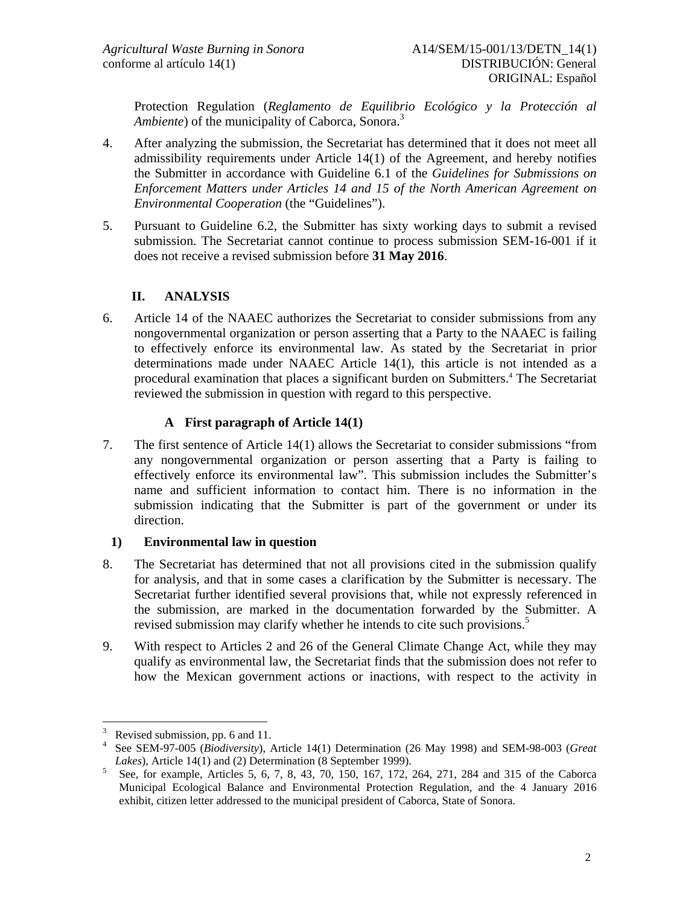Protection Regulation (*Reglamento de Equilibrio Ecológico y la Protección al Ambiente*) of the municipality of Caborca, Sonora.[3]

4. After analyzing the submission, the Secretariat has determined that it does not meet all admissibility requirements under Article 14(1) of the Agreement, and hereby notifies the Submitter in accordance with Guideline 6.1 of the *Guidelines for Submissions on Enforcement Matters under Articles 14 and 15 of the North American Agreement on Environmental Cooperation* (the "Guidelines").

5. Pursuant to Guideline 6.2, the Submitter has sixty working days to submit a revised submission. The Secretariat cannot continue to process submission SEM-16-001 if it does not receive a revised submission before **31 May 2016**.

## II. ANALYSIS

6. Article 14 of the NAAEC authorizes the Secretariat to consider submissions from any nongovernmental organization or person asserting that a Party to the NAAEC is failing to effectively enforce its environmental law. As stated by the Secretariat in prior determinations made under NAAEC Article 14(1), this article is not intended as a procedural examination that places a significant burden on Submitters.[4] The Secretariat reviewed the submission in question with regard to this perspective.

### A First paragraph of Article 14(1)

7. The first sentence of Article 14(1) allows the Secretariat to consider submissions "from any nongovernmental organization or person asserting that a Party is failing to effectively enforce its environmental law". This submission includes the Submitter's name and sufficient information to contact him. There is no information in the submission indicating that the Submitter is part of the government or under its direction.

#### 1) Environmental law in question

8. The Secretariat has determined that not all provisions cited in the submission qualify for analysis, and that in some cases a clarification by the Submitter is necessary. The Secretariat further identified several provisions that, while not expressly referenced in the submission, are marked in the documentation forwarded by the Submitter. A revised submission may clarify whether he intends to cite such provisions.[5]

9. With respect to Articles 2 and 26 of the General Climate Change Act, while they may qualify as environmental law, the Secretariat finds that the submission does not refer to how the Mexican government actions or inactions, with respect to the activity in

---

[3] Revised submission, pp. 6 and 11.

[4] See SEM-97-005 (*Biodiversity*), Article 14(1) Determination (26 May 1998) and SEM-98-003 (*Great Lakes*), Article 14(1) and (2) Determination (8 September 1999).

[5] See, for example, Articles 5, 6, 7, 8, 43, 70, 150, 167, 172, 264, 271, 284 and 315 of the Caborca Municipal Ecological Balance and Environmental Protection Regulation, and the 4 January 2016 exhibit, citizen letter addressed to the municipal president of Caborca, State of Sonora.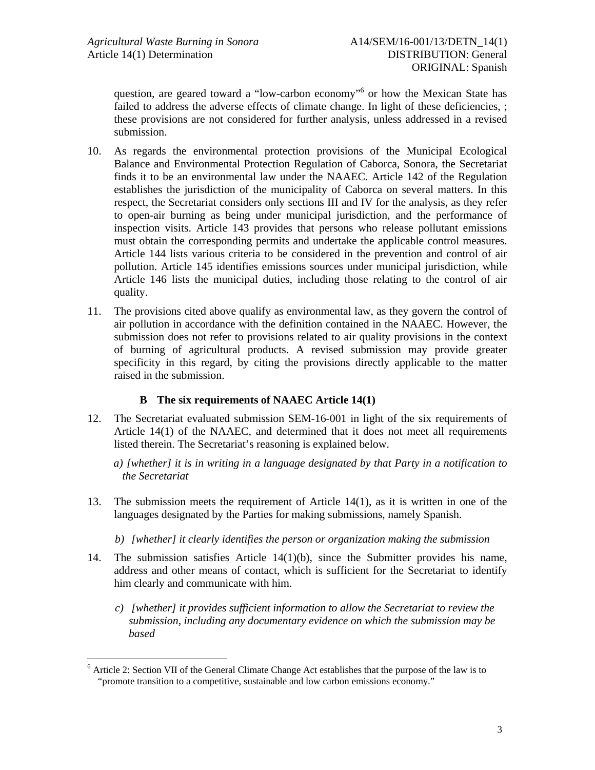question, are geared toward a "low-carbon economy"[6] or how the Mexican State has failed to address the adverse effects of climate change. In light of these deficiencies, ; these provisions are not considered for further analysis, unless addressed in a revised submission.

10. As regards the environmental protection provisions of the Municipal Ecological Balance and Environmental Protection Regulation of Caborca, Sonora, the Secretariat finds it to be an environmental law under the NAAEC. Article 142 of the Regulation establishes the jurisdiction of the municipality of Caborca on several matters. In this respect, the Secretariat considers only sections III and IV for the analysis, as they refer to open-air burning as being under municipal jurisdiction, and the performance of inspection visits. Article 143 provides that persons who release pollutant emissions must obtain the corresponding permits and undertake the applicable control measures. Article 144 lists various criteria to be considered in the prevention and control of air pollution. Article 145 identifies emissions sources under municipal jurisdiction, while Article 146 lists the municipal duties, including those relating to the control of air quality.

11. The provisions cited above qualify as environmental law, as they govern the control of air pollution in accordance with the definition contained in the NAAEC. However, the submission does not refer to provisions related to air quality provisions in the context of burning of agricultural products. A revised submission may provide greater specificity in this regard, by citing the provisions directly applicable to the matter raised in the submission.

### B The six requirements of NAAEC Article 14(1)

12. The Secretariat evaluated submission SEM-16-001 in light of the six requirements of Article 14(1) of the NAAEC, and determined that it does not meet all requirements listed therein. The Secretariat's reasoning is explained below.

*a) [whether] it is in writing in a language designated by that Party in a notification to the Secretariat*

13. The submission meets the requirement of Article 14(1), as it is written in one of the languages designated by the Parties for making submissions, namely Spanish.

*b) [whether] it clearly identifies the person or organization making the submission*

14. The submission satisfies Article 14(1)(b), since the Submitter provides his name, address and other means of contact, which is sufficient for the Secretariat to identify him clearly and communicate with him.

*c) [whether] it provides sufficient information to allow the Secretariat to review the submission, including any documentary evidence on which the submission may be based*

---

[6] Article 2: Section VII of the General Climate Change Act establishes that the purpose of the law is to "promote transition to a competitive, sustainable and low carbon emissions economy."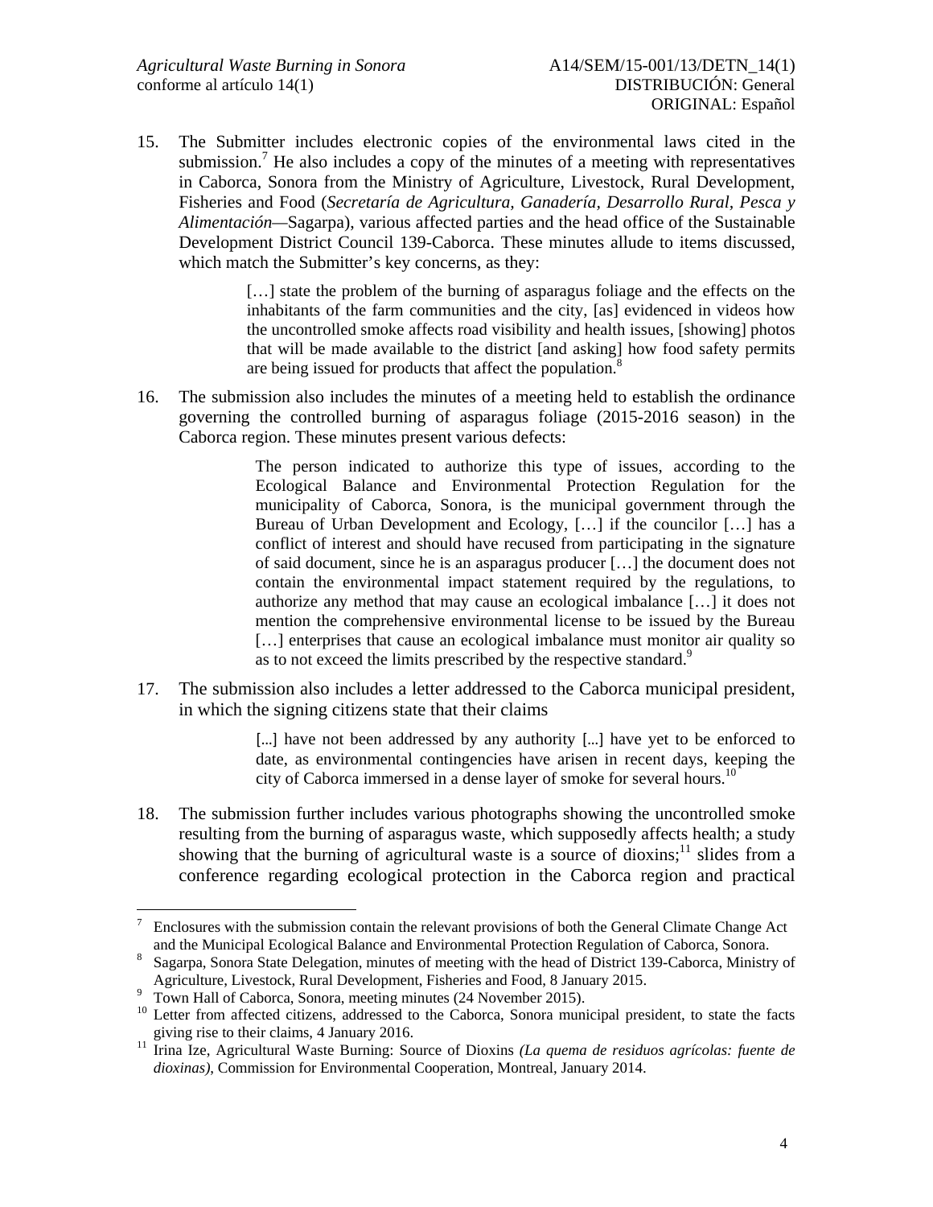15. The Submitter includes electronic copies of the environmental laws cited in the submission.[7] He also includes a copy of the minutes of a meeting with representatives in Caborca, Sonora from the Ministry of Agriculture, Livestock, Rural Development, Fisheries and Food (*Secretaría de Agricultura, Ganadería, Desarrollo Rural, Pesca y Alimentación*—Sagarpa), various affected parties and the head office of the Sustainable Development District Council 139-Caborca. These minutes allude to items discussed, which match the Submitter's key concerns, as they:

> […] state the problem of the burning of asparagus foliage and the effects on the inhabitants of the farm communities and the city, [as] evidenced in videos how the uncontrolled smoke affects road visibility and health issues, [showing] photos that will be made available to the district [and asking] how food safety permits are being issued for products that affect the population.[8]

16. The submission also includes the minutes of a meeting held to establish the ordinance governing the controlled burning of asparagus foliage (2015-2016 season) in the Caborca region. These minutes present various defects:

> The person indicated to authorize this type of issues, according to the Ecological Balance and Environmental Protection Regulation for the municipality of Caborca, Sonora, is the municipal government through the Bureau of Urban Development and Ecology, […] if the councilor […] has a conflict of interest and should have recused from participating in the signature of said document, since he is an asparagus producer […] the document does not contain the environmental impact statement required by the regulations, to authorize any method that may cause an ecological imbalance […] it does not mention the comprehensive environmental license to be issued by the Bureau […] enterprises that cause an ecological imbalance must monitor air quality so as to not exceed the limits prescribed by the respective standard.[9]

17. The submission also includes a letter addressed to the Caborca municipal president, in which the signing citizens state that their claims

> [...] have not been addressed by any authority [...] have yet to be enforced to date, as environmental contingencies have arisen in recent days, keeping the city of Caborca immersed in a dense layer of smoke for several hours.[10]

18. The submission further includes various photographs showing the uncontrolled smoke resulting from the burning of asparagus waste, which supposedly affects health; a study showing that the burning of agricultural waste is a source of dioxins;[11] slides from a conference regarding ecological protection in the Caborca region and practical

---

[7] Enclosures with the submission contain the relevant provisions of both the General Climate Change Act and the Municipal Ecological Balance and Environmental Protection Regulation of Caborca, Sonora.

[8] Sagarpa, Sonora State Delegation, minutes of meeting with the head of District 139-Caborca, Ministry of Agriculture, Livestock, Rural Development, Fisheries and Food, 8 January 2015.

[9] Town Hall of Caborca, Sonora, meeting minutes (24 November 2015).

[10] Letter from affected citizens, addressed to the Caborca, Sonora municipal president, to state the facts giving rise to their claims, 4 January 2016.

[11] Irina Ize, Agricultural Waste Burning: Source of Dioxins *(La quema de residuos agrícolas: fuente de dioxinas)*, Commission for Environmental Cooperation, Montreal, January 2014.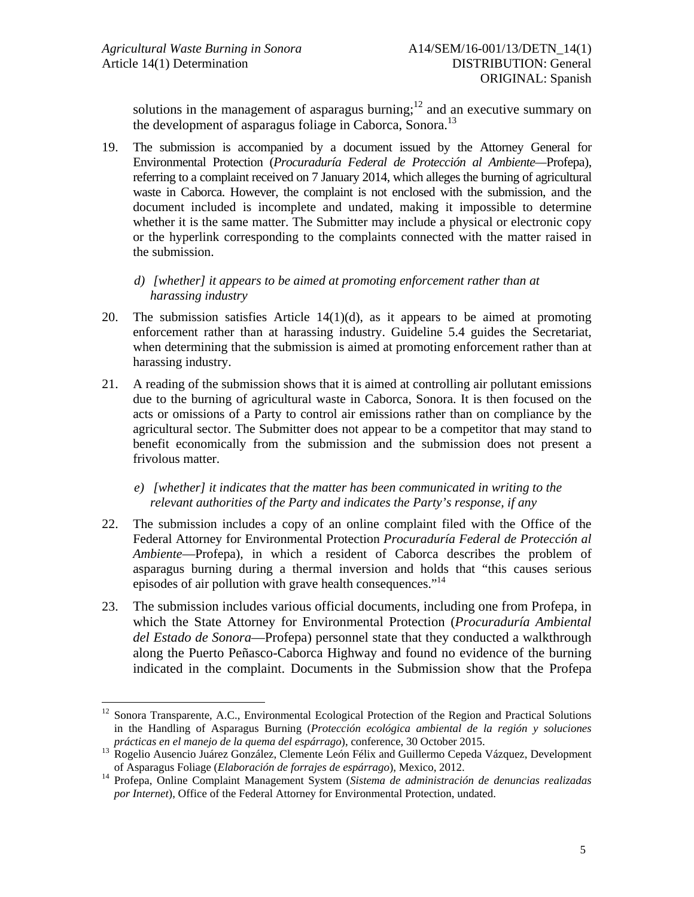solutions in the management of asparagus burning;[12] and an executive summary on the development of asparagus foliage in Caborca, Sonora.[13]

19. The submission is accompanied by a document issued by the Attorney General for Environmental Protection (*Procuraduría Federal de Protección al Ambiente*—Profepa), referring to a complaint received on 7 January 2014, which alleges the burning of agricultural waste in Caborca. However, the complaint is not enclosed with the submission, and the document included is incomplete and undated, making it impossible to determine whether it is the same matter. The Submitter may include a physical or electronic copy or the hyperlink corresponding to the complaints connected with the matter raised in the submission.

*d) [whether] it appears to be aimed at promoting enforcement rather than at harassing industry*

20. The submission satisfies Article 14(1)(d), as it appears to be aimed at promoting enforcement rather than at harassing industry. Guideline 5.4 guides the Secretariat, when determining that the submission is aimed at promoting enforcement rather than at harassing industry.

21. A reading of the submission shows that it is aimed at controlling air pollutant emissions due to the burning of agricultural waste in Caborca, Sonora. It is then focused on the acts or omissions of a Party to control air emissions rather than on compliance by the agricultural sector. The Submitter does not appear to be a competitor that may stand to benefit economically from the submission and the submission does not present a frivolous matter.

*e) [whether] it indicates that the matter has been communicated in writing to the relevant authorities of the Party and indicates the Party's response, if any*

22. The submission includes a copy of an online complaint filed with the Office of the Federal Attorney for Environmental Protection *Procuraduría Federal de Protección al Ambiente*—Profepa), in which a resident of Caborca describes the problem of asparagus burning during a thermal inversion and holds that "this causes serious episodes of air pollution with grave health consequences."[14]

23. The submission includes various official documents, including one from Profepa, in which the State Attorney for Environmental Protection (*Procuraduría Ambiental del Estado de Sonora*—Profepa) personnel state that they conducted a walkthrough along the Puerto Peñasco-Caborca Highway and found no evidence of the burning indicated in the complaint. Documents in the Submission show that the Profepa

---

[12] Sonora Transparente, A.C., Environmental Ecological Protection of the Region and Practical Solutions in the Handling of Asparagus Burning (*Protección ecológica ambiental de la región y soluciones prácticas en el manejo de la quema del espárrago*), conference, 30 October 2015.

[13] Rogelio Ausencio Juárez González, Clemente León Félix and Guillermo Cepeda Vázquez, Development of Asparagus Foliage (*Elaboración de forrajes de espárrago*), Mexico, 2012.

[14] Profepa, Online Complaint Management System (*Sistema de administración de denuncias realizadas por Internet*), Office of the Federal Attorney for Environmental Protection, undated.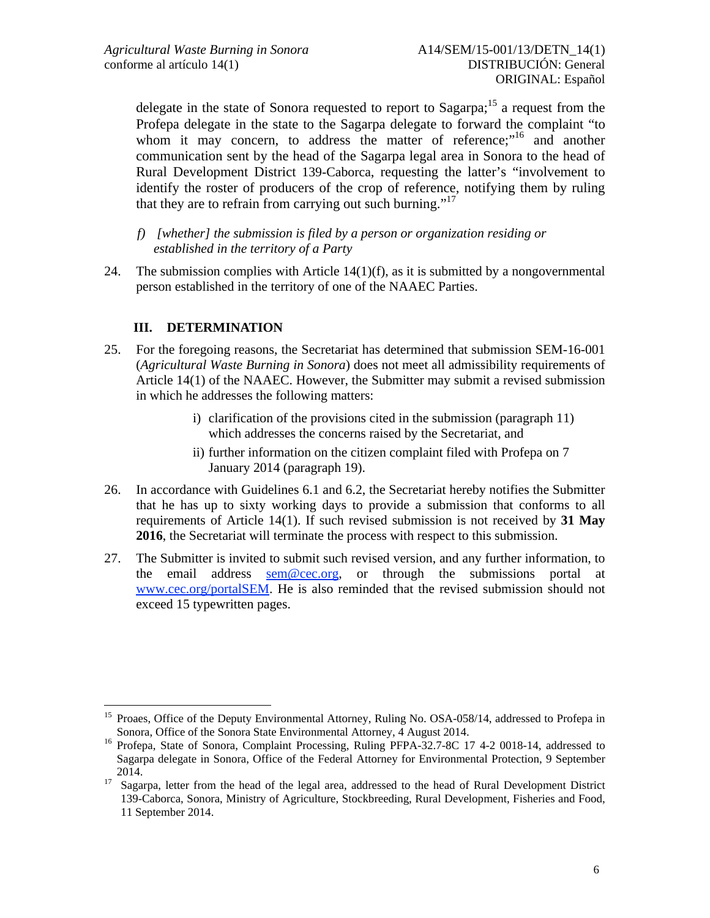delegate in the state of Sonora requested to report to Sagarpa;[15] a request from the Profepa delegate in the state to the Sagarpa delegate to forward the complaint "to whom it may concern, to address the matter of reference;"[16] and another communication sent by the head of the Sagarpa legal area in Sonora to the head of Rural Development District 139-Caborca, requesting the latter's "involvement to identify the roster of producers of the crop of reference, notifying them by ruling that they are to refrain from carrying out such burning."[17]

*f) [whether] the submission is filed by a person or organization residing or established in the territory of a Party*

24. The submission complies with Article 14(1)(f), as it is submitted by a nongovernmental person established in the territory of one of the NAAEC Parties.

## III. DETERMINATION

25. For the foregoing reasons, the Secretariat has determined that submission SEM-16-001 (*Agricultural Waste Burning in Sonora*) does not meet all admissibility requirements of Article 14(1) of the NAAEC. However, the Submitter may submit a revised submission in which he addresses the following matters:

    i) clarification of the provisions cited in the submission (paragraph 11) which addresses the concerns raised by the Secretariat, and

    ii) further information on the citizen complaint filed with Profepa on 7 January 2014 (paragraph 19).

26. In accordance with Guidelines 6.1 and 6.2, the Secretariat hereby notifies the Submitter that he has up to sixty working days to provide a submission that conforms to all requirements of Article 14(1). If such revised submission is not received by **31 May 2016**, the Secretariat will terminate the process with respect to this submission.

27. The Submitter is invited to submit such revised version, and any further information, to the email address sem@cec.org, or through the submissions portal at www.cec.org/portalSEM. He is also reminded that the revised submission should not exceed 15 typewritten pages.

---

[15] Proaes, Office of the Deputy Environmental Attorney, Ruling No. OSA-058/14, addressed to Profepa in Sonora, Office of the Sonora State Environmental Attorney, 4 August 2014.

[16] Profepa, State of Sonora, Complaint Processing, Ruling PFPA-32.7-8C 17 4-2 0018-14, addressed to Sagarpa delegate in Sonora, Office of the Federal Attorney for Environmental Protection, 9 September 2014.

[17] Sagarpa, letter from the head of the legal area, addressed to the head of Rural Development District 139-Caborca, Sonora, Ministry of Agriculture, Stockbreeding, Rural Development, Fisheries and Food, 11 September 2014.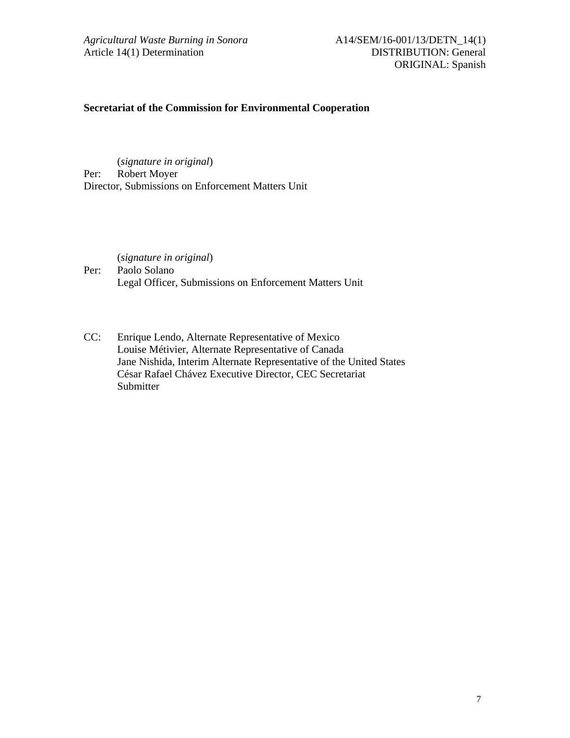**Secretariat of the Commission for Environmental Cooperation**

(*signature in original*)
Per: Robert Moyer
Director, Submissions on Enforcement Matters Unit

(*signature in original*)
Per: Paolo Solano
Legal Officer, Submissions on Enforcement Matters Unit

CC: Enrique Lendo, Alternate Representative of Mexico
Louise Métivier, Alternate Representative of Canada
Jane Nishida, Interim Alternate Representative of the United States
César Rafael Chávez Executive Director, CEC Secretariat
Submitter